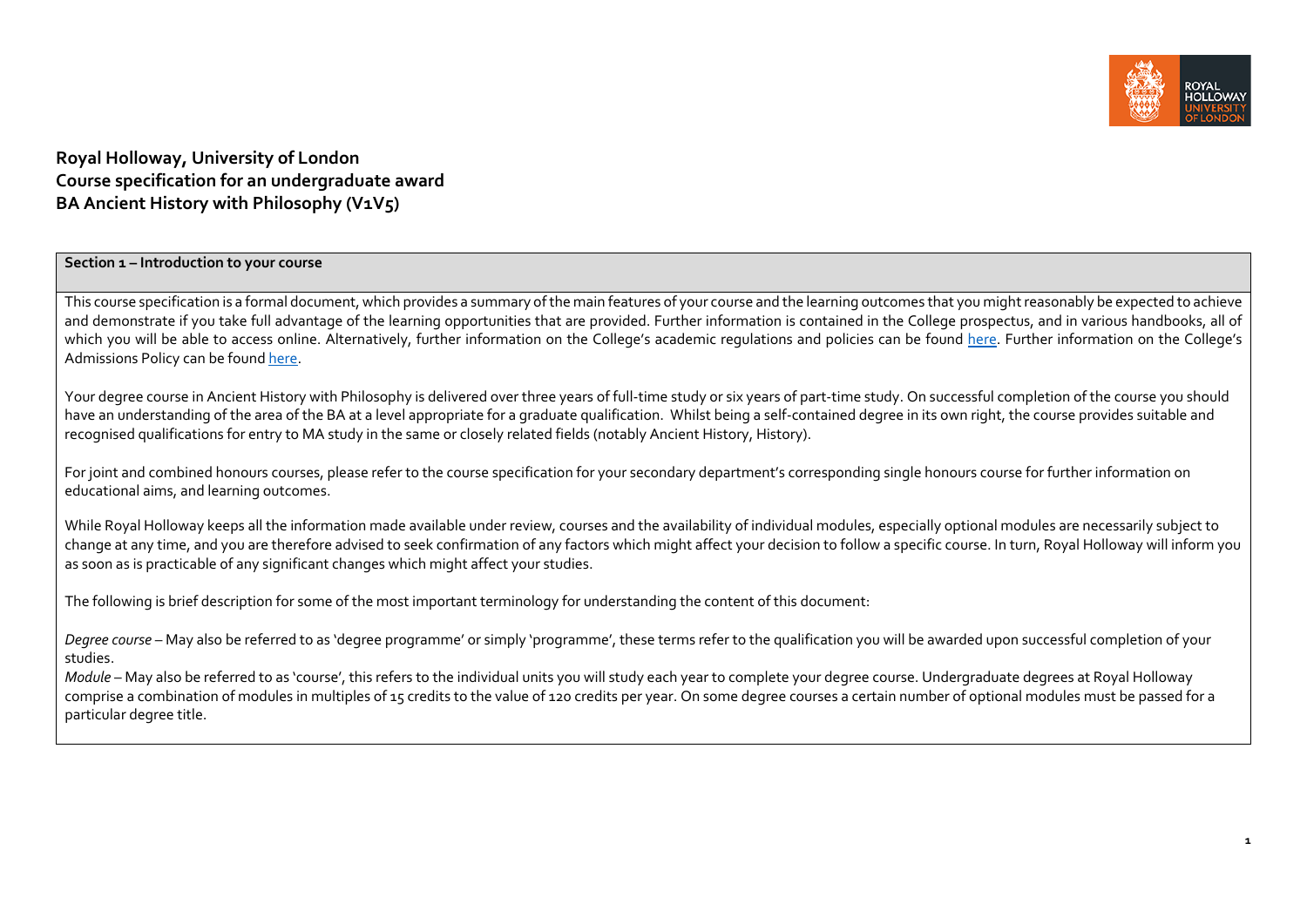**Royal Holloway, University of London**
**Course specification for an undergraduate award**
**BA Ancient History with Philosophy (V1V5)**

## Section 1 – Introduction to your course

This course specification is a formal document, which provides a summary of the main features of your course and the learning outcomes that you might reasonably be expected to achieve and demonstrate if you take full advantage of the learning opportunities that are provided. Further information is contained in the College prospectus, and in various handbooks, all of which you will be able to access online. Alternatively, further information on the College's academic regulations and policies can be found here. Further information on the College's Admissions Policy can be found here.

Your degree course in Ancient History with Philosophy is delivered over three years of full-time study or six years of part-time study. On successful completion of the course you should have an understanding of the area of the BA at a level appropriate for a graduate qualification. Whilst being a self-contained degree in its own right, the course provides suitable and recognised qualifications for entry to MA study in the same or closely related fields (notably Ancient History, History).

For joint and combined honours courses, please refer to the course specification for your secondary department's corresponding single honours course for further information on educational aims, and learning outcomes.

While Royal Holloway keeps all the information made available under review, courses and the availability of individual modules, especially optional modules are necessarily subject to change at any time, and you are therefore advised to seek confirmation of any factors which might affect your decision to follow a specific course. In turn, Royal Holloway will inform you as soon as is practicable of any significant changes which might affect your studies.

The following is brief description for some of the most important terminology for understanding the content of this document:

*Degree course* – May also be referred to as 'degree programme' or simply 'programme', these terms refer to the qualification you will be awarded upon successful completion of your studies.
*Module* – May also be referred to as 'course', this refers to the individual units you will study each year to complete your degree course. Undergraduate degrees at Royal Holloway comprise a combination of modules in multiples of 15 credits to the value of 120 credits per year. On some degree courses a certain number of optional modules must be passed for a particular degree title.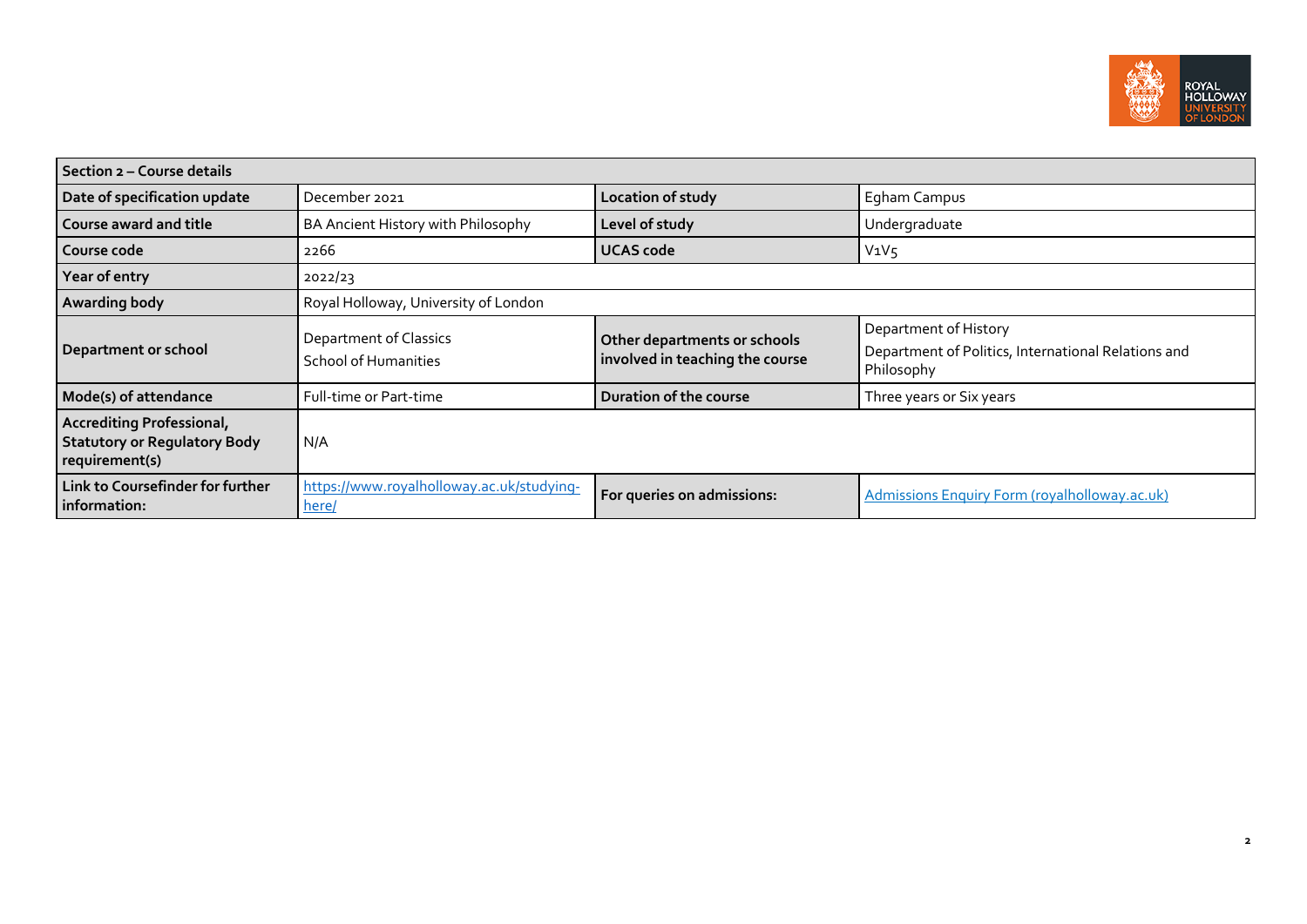| Section 2 – Course details | | | |
|---|---|---|---|
| **Date of specification update** | December 2021 | **Location of study** | Egham Campus |
| **Course award and title** | BA Ancient History with Philosophy | **Level of study** | Undergraduate |
| **Course code** | 2266 | **UCAS code** | V1V5 |
| **Year of entry** | 2022/23 | | |
| **Awarding body** | Royal Holloway, University of London | | |
| **Department or school** | Department of Classics<br>School of Humanities | **Other departments or schools involved in teaching the course** | Department of History<br>Department of Politics, International Relations and Philosophy |
| **Mode(s) of attendance** | Full-time or Part-time | **Duration of the course** | Three years or Six years |
| **Accrediting Professional, Statutory or Regulatory Body requirement(s)** | N/A | | |
| **Link to Coursefinder for further information:** | [https://www.royalholloway.ac.uk/studying-here/](https://www.royalholloway.ac.uk/studying-here/) | **For queries on admissions:** | Admissions Enquiry Form (royalholloway.ac.uk) |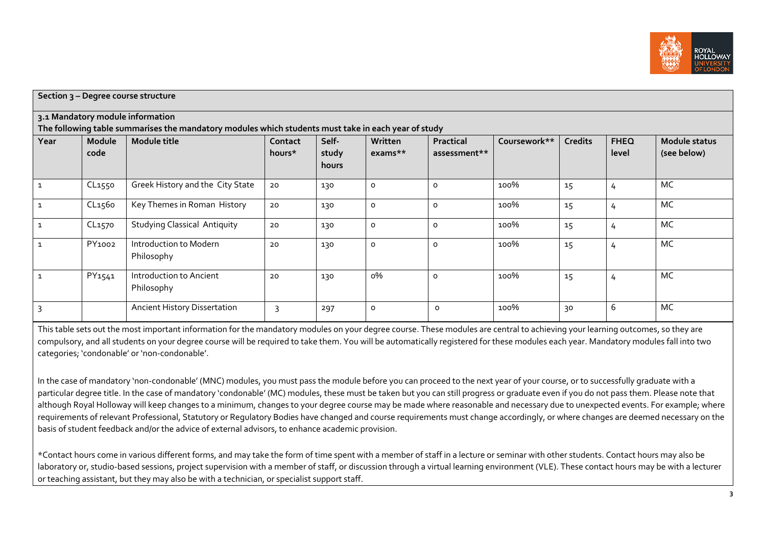**Section 3 – Degree course structure**

**3.1 Mandatory module information**

**The following table summarises the mandatory modules which students must take in each year of study**

| Year | Module code | Module title | Contact hours* | Self-study hours | Written exams** | Practical assessment** | Coursework** | Credits | FHEQ level | Module status (see below) |
|---|---|---|---|---|---|---|---|---|---|---|
| 1 | CL1550 | Greek History and the City State | 20 | 130 | 0 | 0 | 100% | 15 | 4 | MC |
| 1 | CL1560 | Key Themes in Roman History | 20 | 130 | 0 | 0 | 100% | 15 | 4 | MC |
| 1 | CL1570 | Studying Classical Antiquity | 20 | 130 | 0 | 0 | 100% | 15 | 4 | MC |
| 1 | PY1002 | Introduction to Modern Philosophy | 20 | 130 | 0 | 0 | 100% | 15 | 4 | MC |
| 1 | PY1541 | Introduction to Ancient Philosophy | 20 | 130 | 0% | 0 | 100% | 15 | 4 | MC |
| 3 | | Ancient History Dissertation | 3 | 297 | 0 | 0 | 100% | 30 | 6 | MC |

This table sets out the most important information for the mandatory modules on your degree course. These modules are central to achieving your learning outcomes, so they are compulsory, and all students on your degree course will be required to take them. You will be automatically registered for these modules each year. Mandatory modules fall into two categories; 'condonable' or 'non-condonable'.

In the case of mandatory 'non-condonable' (MNC) modules, you must pass the module before you can proceed to the next year of your course, or to successfully graduate with a particular degree title. In the case of mandatory 'condonable' (MC) modules, these must be taken but you can still progress or graduate even if you do not pass them. Please note that although Royal Holloway will keep changes to a minimum, changes to your degree course may be made where reasonable and necessary due to unexpected events. For example; where requirements of relevant Professional, Statutory or Regulatory Bodies have changed and course requirements must change accordingly, or where changes are deemed necessary on the basis of student feedback and/or the advice of external advisors, to enhance academic provision.

*Contact hours come in various different forms, and may take the form of time spent with a member of staff in a lecture or seminar with other students. Contact hours may also be laboratory or, studio-based sessions, project supervision with a member of staff, or discussion through a virtual learning environment (VLE). These contact hours may be with a lecturer or teaching assistant, but they may also be with a technician, or specialist support staff.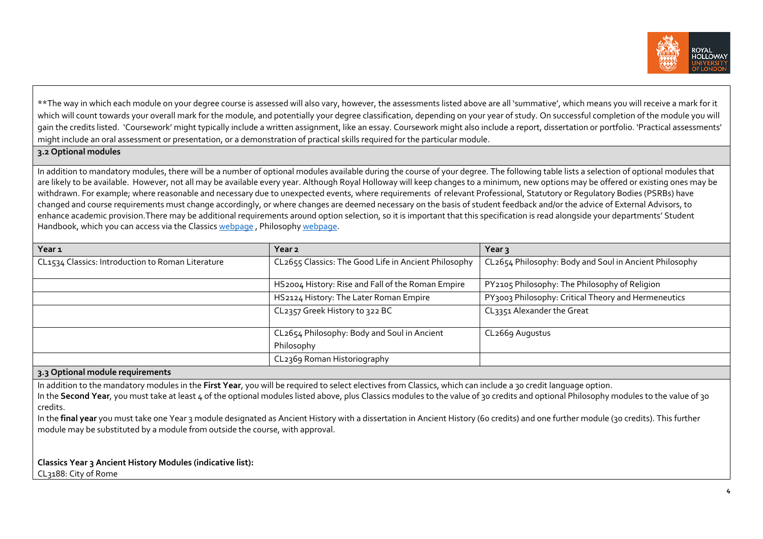**The way in which each module on your degree course is assessed will also vary, however, the assessments listed above are all 'summative', which means you will receive a mark for it which will count towards your overall mark for the module, and potentially your degree classification, depending on your year of study. On successful completion of the module you will gain the credits listed. 'Coursework' might typically include a written assignment, like an essay. Coursework might also include a report, dissertation or portfolio. 'Practical assessments' might include an oral assessment or presentation, or a demonstration of practical skills required for the particular module.

### 3.2 Optional modules

In addition to mandatory modules, there will be a number of optional modules available during the course of your degree. The following table lists a selection of optional modules that are likely to be available. However, not all may be available every year. Although Royal Holloway will keep changes to a minimum, new options may be offered or existing ones may be withdrawn. For example; where reasonable and necessary due to unexpected events, where requirements of relevant Professional, Statutory or Regulatory Bodies (PSRBs) have changed and course requirements must change accordingly, or where changes are deemed necessary on the basis of student feedback and/or the advice of External Advisors, to enhance academic provision.There may be additional requirements around option selection, so it is important that this specification is read alongside your departments' Student Handbook, which you can access via the Classics [webpage](), Philosophy [webpage]().

| Year 1 | Year 2 | Year 3 |
|---|---|---|
| CL1534 Classics: Introduction to Roman Literature | CL2655 Classics: The Good Life in Ancient Philosophy | CL2654 Philosophy: Body and Soul in Ancient Philosophy |
| | HS2004 History: Rise and Fall of the Roman Empire | PY2105 Philosophy: The Philosophy of Religion |
| | HS2124 History: The Later Roman Empire | PY3003 Philosophy: Critical Theory and Hermeneutics |
| | CL2357 Greek History to 322 BC | CL3351 Alexander the Great |
| | CL2654 Philosophy: Body and Soul in Ancient Philosophy | CL2669 Augustus |
| | CL2369 Roman Historiography | |

### 3.3 Optional module requirements

In addition to the mandatory modules in the **First Year**, you will be required to select electives from Classics, which can include a 30 credit language option.

In the **Second Year**, you must take at least 4 of the optional modules listed above, plus Classics modules to the value of 30 credits and optional Philosophy modules to the value of 30 credits.

In the **final year** you must take one Year 3 module designated as Ancient History with a dissertation in Ancient History (60 credits) and one further module (30 credits). This further module may be substituted by a module from outside the course, with approval.

**Classics Year 3 Ancient History Modules (indicative list):**

CL3188: City of Rome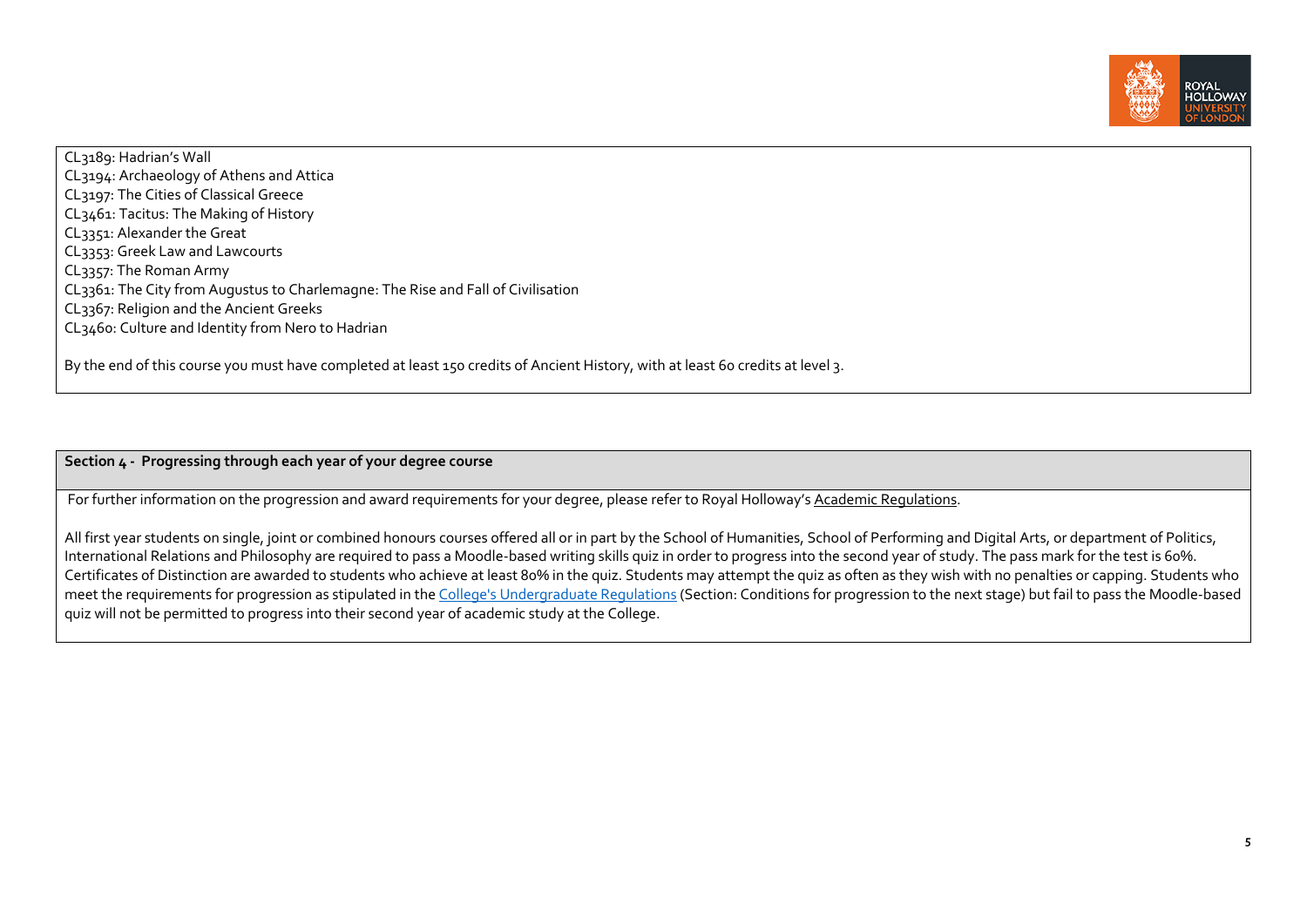CL3189: Hadrian's Wall
CL3194: Archaeology of Athens and Attica
CL3197: The Cities of Classical Greece
CL3461: Tacitus: The Making of History
CL3351: Alexander the Great
CL3353: Greek Law and Lawcourts
CL3357: The Roman Army
CL3361: The City from Augustus to Charlemagne: The Rise and Fall of Civilisation
CL3367: Religion and the Ancient Greeks
CL3460: Culture and Identity from Nero to Hadrian

By the end of this course you must have completed at least 150 credits of Ancient History, with at least 60 credits at level 3.

**Section 4 - Progressing through each year of your degree course**

For further information on the progression and award requirements for your degree, please refer to Royal Holloway's Academic Regulations.

All first year students on single, joint or combined honours courses offered all or in part by the School of Humanities, School of Performing and Digital Arts, or department of Politics, International Relations and Philosophy are required to pass a Moodle-based writing skills quiz in order to progress into the second year of study. The pass mark for the test is 60%. Certificates of Distinction are awarded to students who achieve at least 80% in the quiz. Students may attempt the quiz as often as they wish with no penalties or capping. Students who meet the requirements for progression as stipulated in the College's Undergraduate Regulations (Section: Conditions for progression to the next stage) but fail to pass the Moodle-based quiz will not be permitted to progress into their second year of academic study at the College.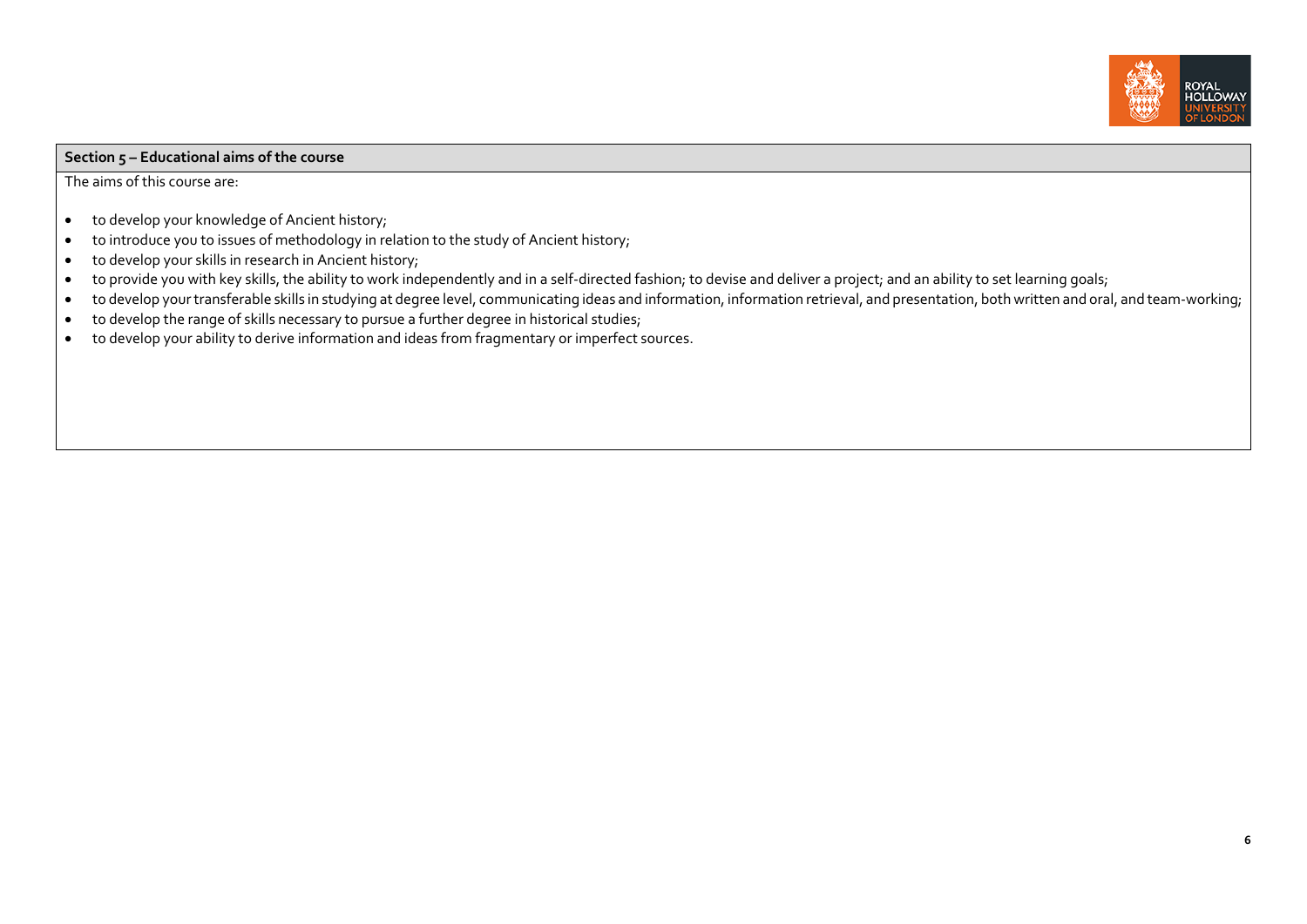**Section 5 – Educational aims of the course**

The aims of this course are:

- to develop your knowledge of Ancient history;
- to introduce you to issues of methodology in relation to the study of Ancient history;
- to develop your skills in research in Ancient history;
- to provide you with key skills, the ability to work independently and in a self-directed fashion; to devise and deliver a project; and an ability to set learning goals;
- to develop your transferable skills in studying at degree level, communicating ideas and information, information retrieval, and presentation, both written and oral, and team-working;
- to develop the range of skills necessary to pursue a further degree in historical studies;
- to develop your ability to derive information and ideas from fragmentary or imperfect sources.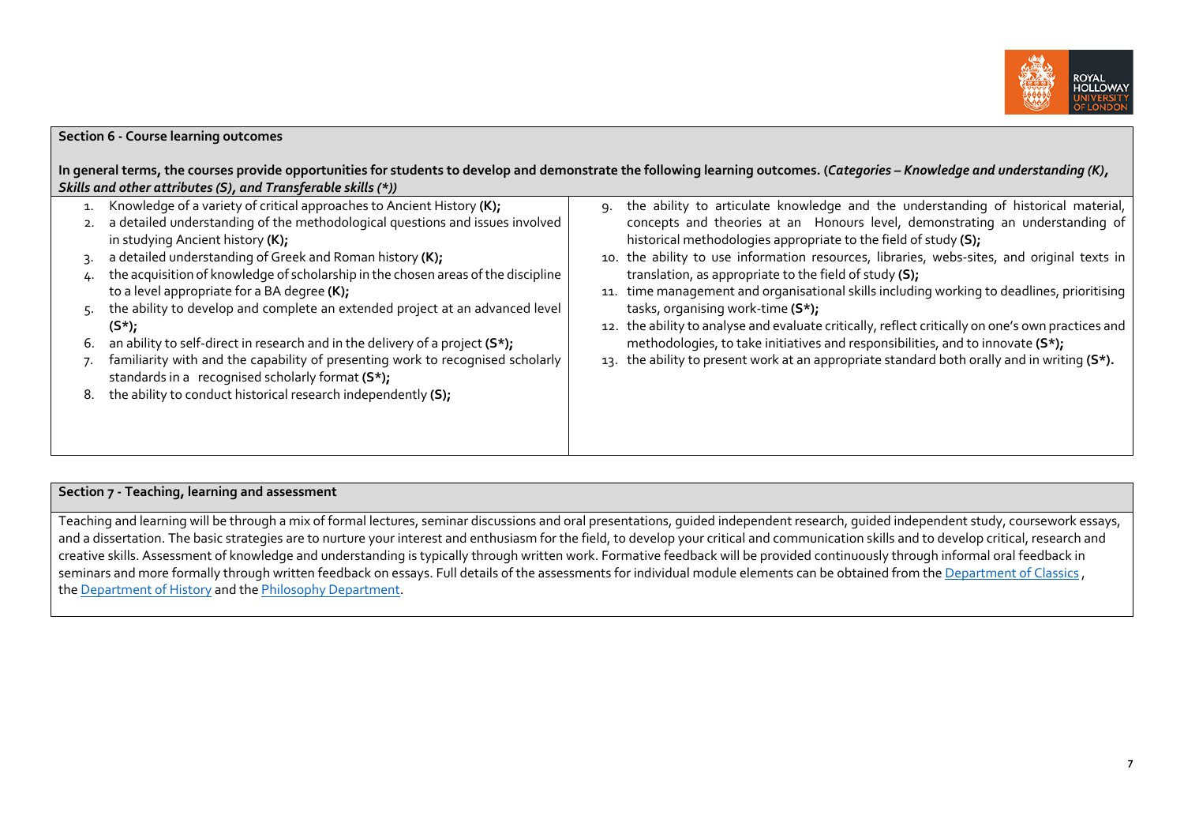## Section 6 - Course learning outcomes

**In general terms, the courses provide opportunities for students to develop and demonstrate the following learning outcomes. (*Categories – Knowledge and understanding (K), Skills and other attributes (S), and Transferable skills (*)*)**

1. Knowledge of a variety of critical approaches to Ancient History **(K);**
2. a detailed understanding of the methodological questions and issues involved in studying Ancient history **(K);**
3. a detailed understanding of Greek and Roman history **(K);**
4. the acquisition of knowledge of scholarship in the chosen areas of the discipline to a level appropriate for a BA degree **(K);**
5. the ability to develop and complete an extended project at an advanced level **(S*);**
6. an ability to self-direct in research and in the delivery of a project **(S*);**
7. familiarity with and the capability of presenting work to recognised scholarly standards in a recognised scholarly format **(S*);**
8. the ability to conduct historical research independently **(S);**
9. the ability to articulate knowledge and the understanding of historical material, concepts and theories at an Honours level, demonstrating an understanding of historical methodologies appropriate to the field of study **(S);**
10. the ability to use information resources, libraries, webs-sites, and original texts in translation, as appropriate to the field of study **(S);**
11. time management and organisational skills including working to deadlines, prioritising tasks, organising work-time **(S*);**
12. the ability to analyse and evaluate critically, reflect critically on one's own practices and methodologies, to take initiatives and responsibilities, and to innovate **(S*);**
13. the ability to present work at an appropriate standard both orally and in writing **(S*).**

## Section 7 - Teaching, learning and assessment

Teaching and learning will be through a mix of formal lectures, seminar discussions and oral presentations, guided independent research, guided independent study, coursework essays, and a dissertation. The basic strategies are to nurture your interest and enthusiasm for the field, to develop your critical and communication skills and to develop critical, research and creative skills. Assessment of knowledge and understanding is typically through written work. Formative feedback will be provided continuously through informal oral feedback in seminars and more formally through written feedback on essays. Full details of the assessments for individual module elements can be obtained from the Department of Classics, the Department of History and the Philosophy Department.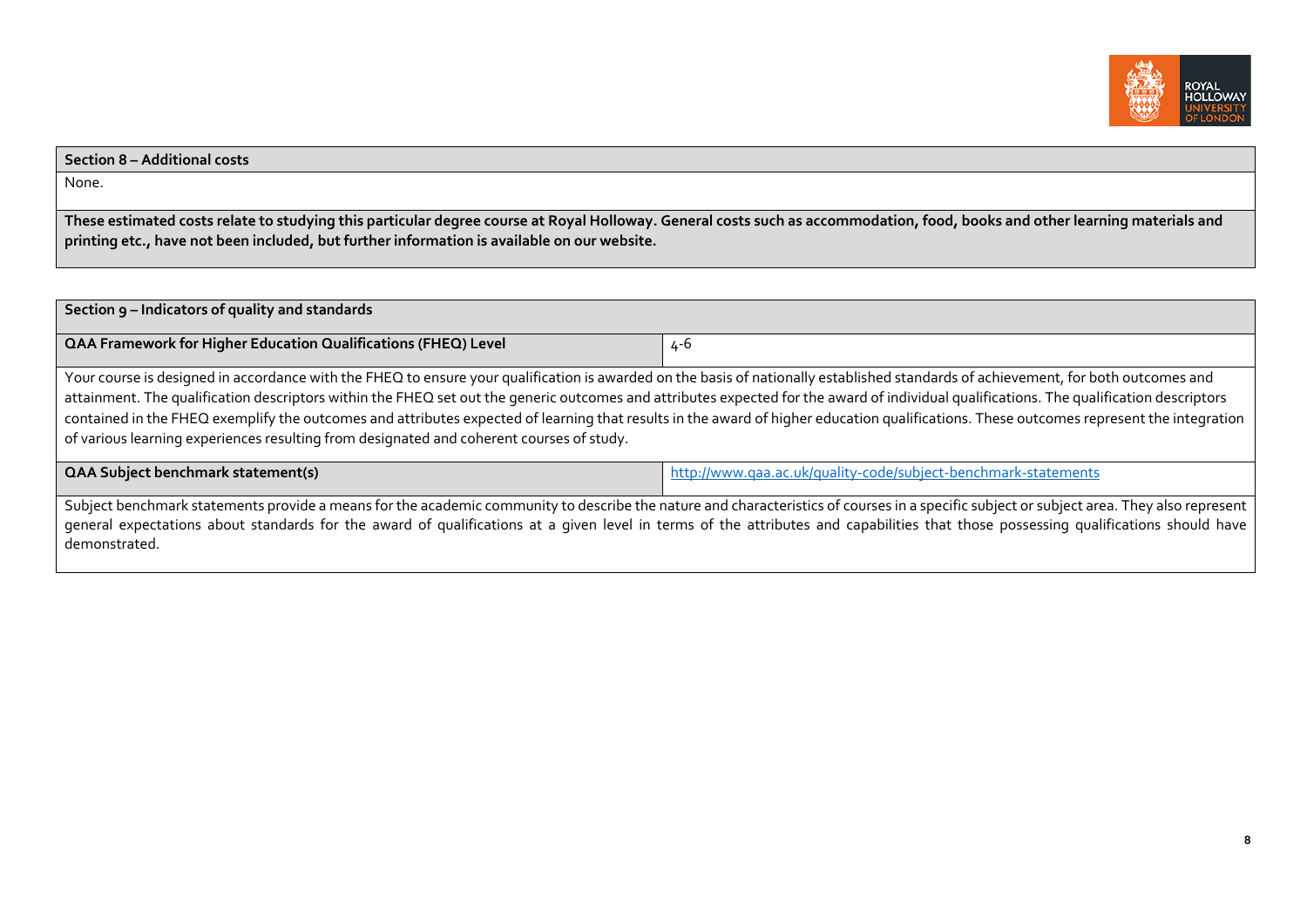| Section 8 – Additional costs |
|---|
| None. |
| **These estimated costs relate to studying this particular degree course at Royal Holloway. General costs such as accommodation, food, books and other learning materials and printing etc., have not been included, but further information is available on our website.** |

| Section 9 – Indicators of quality and standards | |
|---|---|
| **QAA Framework for Higher Education Qualifications (FHEQ) Level** | 4-6 |
| Your course is designed in accordance with the FHEQ to ensure your qualification is awarded on the basis of nationally established standards of achievement, for both outcomes and attainment. The qualification descriptors within the FHEQ set out the generic outcomes and attributes expected for the award of individual qualifications. The qualification descriptors contained in the FHEQ exemplify the outcomes and attributes expected of learning that results in the award of higher education qualifications. These outcomes represent the integration of various learning experiences resulting from designated and coherent courses of study. | |
| **QAA Subject benchmark statement(s)** | http://www.qaa.ac.uk/quality-code/subject-benchmark-statements |
| Subject benchmark statements provide a means for the academic community to describe the nature and characteristics of courses in a specific subject or subject area. They also represent general expectations about standards for the award of qualifications at a given level in terms of the attributes and capabilities that those possessing qualifications should have demonstrated. | |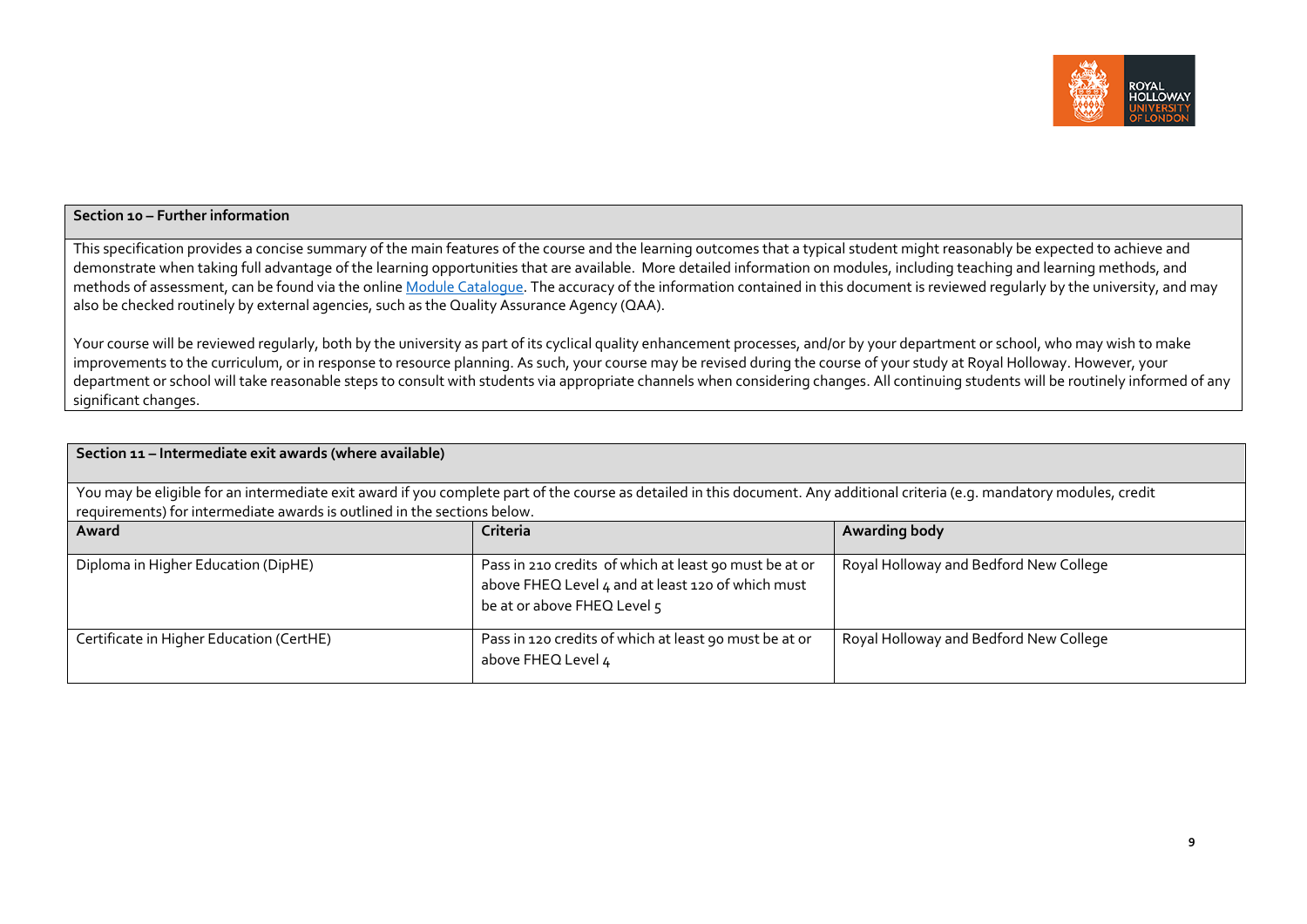**Section 10 – Further information**

This specification provides a concise summary of the main features of the course and the learning outcomes that a typical student might reasonably be expected to achieve and demonstrate when taking full advantage of the learning opportunities that are available. More detailed information on modules, including teaching and learning methods, and methods of assessment, can be found via the online [Module Catalogue](). The accuracy of the information contained in this document is reviewed regularly by the university, and may also be checked routinely by external agencies, such as the Quality Assurance Agency (QAA).

Your course will be reviewed regularly, both by the university as part of its cyclical quality enhancement processes, and/or by your department or school, who may wish to make improvements to the curriculum, or in response to resource planning. As such, your course may be revised during the course of your study at Royal Holloway. However, your department or school will take reasonable steps to consult with students via appropriate channels when considering changes. All continuing students will be routinely informed of any significant changes.

**Section 11 – Intermediate exit awards (where available)**

You may be eligible for an intermediate exit award if you complete part of the course as detailed in this document. Any additional criteria (e.g. mandatory modules, credit requirements) for intermediate awards is outlined in the sections below.

| Award | Criteria | Awarding body |
| --- | --- | --- |
| Diploma in Higher Education (DipHE) | Pass in 210 credits of which at least 90 must be at or above FHEQ Level 4 and at least 120 of which must be at or above FHEQ Level 5 | Royal Holloway and Bedford New College |
| Certificate in Higher Education (CertHE) | Pass in 120 credits of which at least 90 must be at or above FHEQ Level 4 | Royal Holloway and Bedford New College |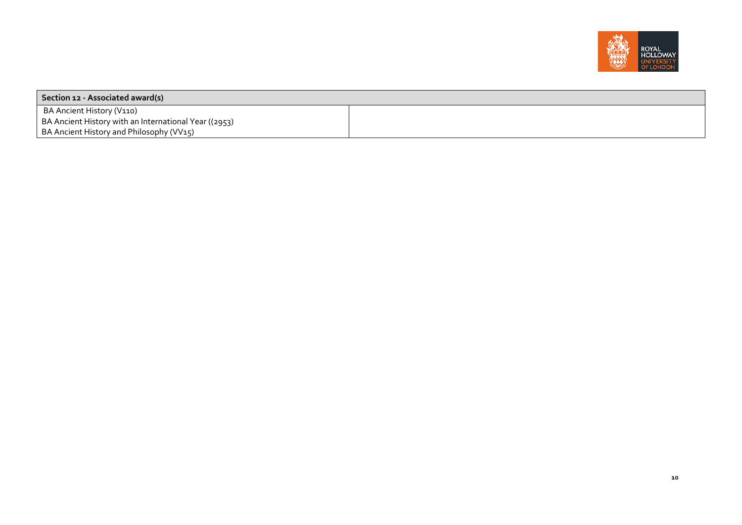| Section 12 - Associated award(s) | |
|---|---|
| BA Ancient History (V110)<br>BA Ancient History with an International Year ((2953)<br>BA Ancient History and Philosophy (VV15) | |